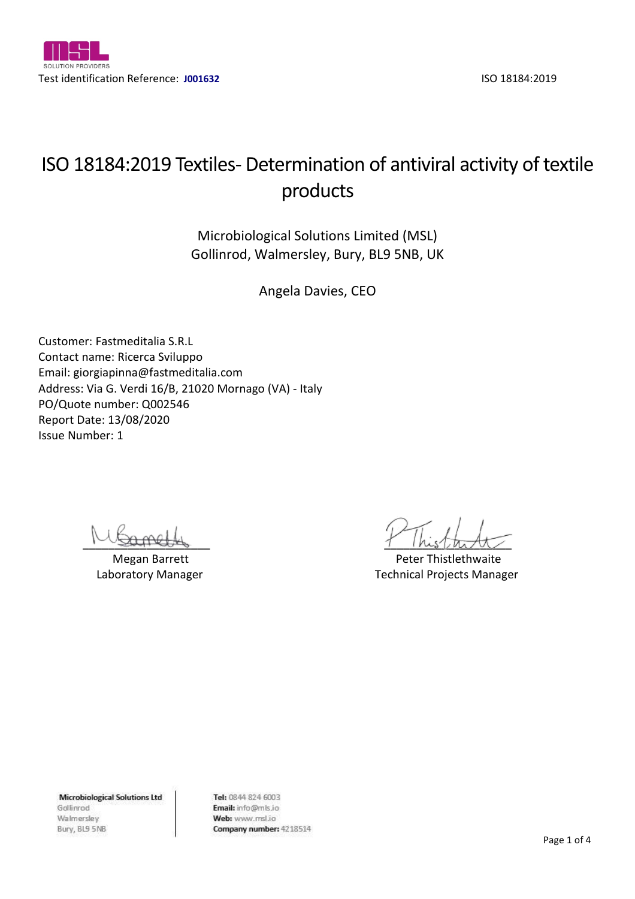Test identification Reference: **J001632**

ISO 18184:2019

# ISO 18184:2019 Textiles- Determination of antiviral activity of textile products

Microbiological Solutions Limited (MSL)
Gollinrod, Walmersley, Bury, BL9 5NB, UK

Angela Davies, CEO

Customer: Fastmeditalia S.R.L
Contact name: Ricerca Sviluppo
Email: giorgiapinna@fastmeditalia.com
Address: Via G. Verdi 16/B, 21020 Mornago (VA) - Italy
PO/Quote number: Q002546
Report Date: 13/08/2020
Issue Number: 1

Megan Barrett
Laboratory Manager

Peter Thistlethwaite
Technical Projects Manager

**Microbiological Solutions Ltd**
Gollinrod
Walmersley
Bury, BL9 5NB

**Tel:** 0844 824 6003
**Email:** info@mls.io
**Web:** www.msl.io
**Company number:** 4218514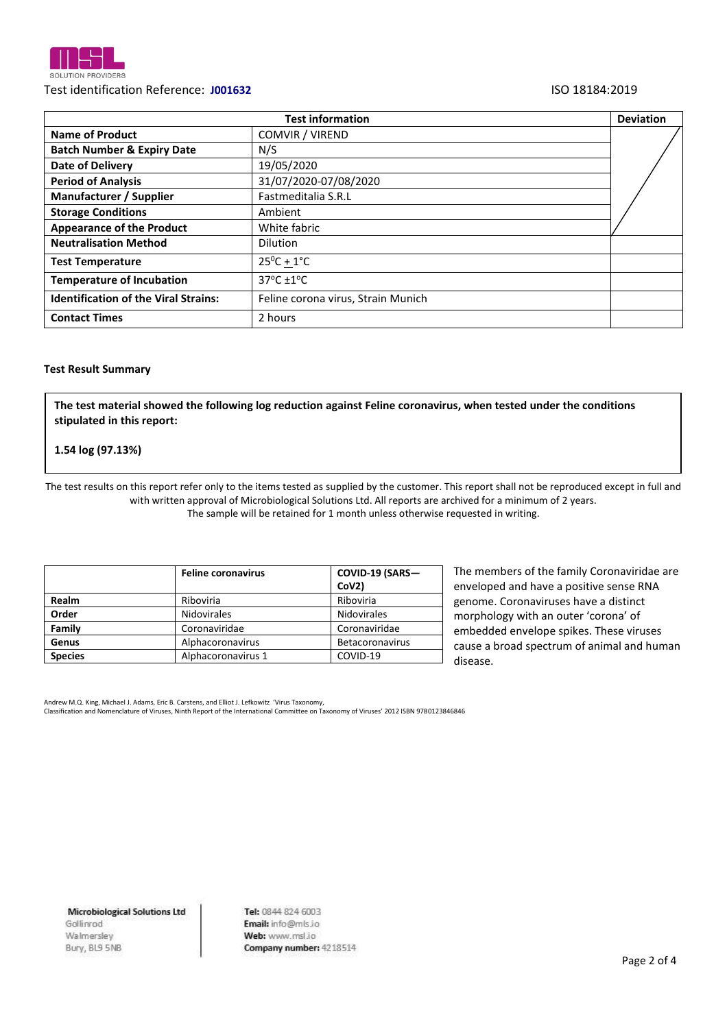Test identification Reference: **J001632** ISO 18184:2019

| Test information | | Deviation |
|---|---|---|
| **Name of Product** | COMVIR / VIREND | |
| **Batch Number & Expiry Date** | N/S | |
| **Date of Delivery** | 19/05/2020 | |
| **Period of Analysis** | 31/07/2020-07/08/2020 | |
| **Manufacturer / Supplier** | Fastmeditalia S.R.L | |
| **Storage Conditions** | Ambient | |
| **Appearance of the Product** | White fabric | |
| **Neutralisation Method** | Dilution | |
| **Test Temperature** | $25^0$C + 1°C | |
| **Temperature of Incubation** | 37°C ±1°C | |
| **Identification of the Viral Strains:** | Feline corona virus, Strain Munich | |
| **Contact Times** | 2 hours | |

**Test Result Summary**

**The test material showed the following log reduction against Feline coronavirus, when tested under the conditions stipulated in this report:**

**1.54 log (97.13%)**

The test results on this report refer only to the items tested as supplied by the customer. This report shall not be reproduced except in full and with written approval of Microbiological Solutions Ltd. All reports are archived for a minimum of 2 years. The sample will be retained for 1 month unless otherwise requested in writing.

| | **Feline coronavirus** | **COVID-19 (SARS—CoV2)** |
|---|---|---|
| **Realm** | Riboviria | Riboviria |
| **Order** | Nidovirales | Nidovirales |
| **Family** | Coronaviridae | Coronaviridae |
| **Genus** | Alphacoronavirus | Betacoronavirus |
| **Species** | Alphacoronavirus 1 | COVID-19 |

The members of the family Coronaviridae are enveloped and have a positive sense RNA genome. Coronaviruses have a distinct morphology with an outer 'corona' of embedded envelope spikes. These viruses cause a broad spectrum of animal and human disease.

Andrew M.Q. King, Michael J. Adams, Eric B. Carstens, and Elliot J. Lefkowitz 'Virus Taxonomy, Classification and Nomenclature of Viruses, Ninth Report of the International Committee on Taxonomy of Viruses' 2012 ISBN 9780123846846

**Microbiological Solutions Ltd**
Gollinrod
Walmersley
Bury, BL9 5NB

**Tel:** 0844 824 6003
**Email:** info@mls.io
**Web:** www.msl.io
**Company number:** 4218514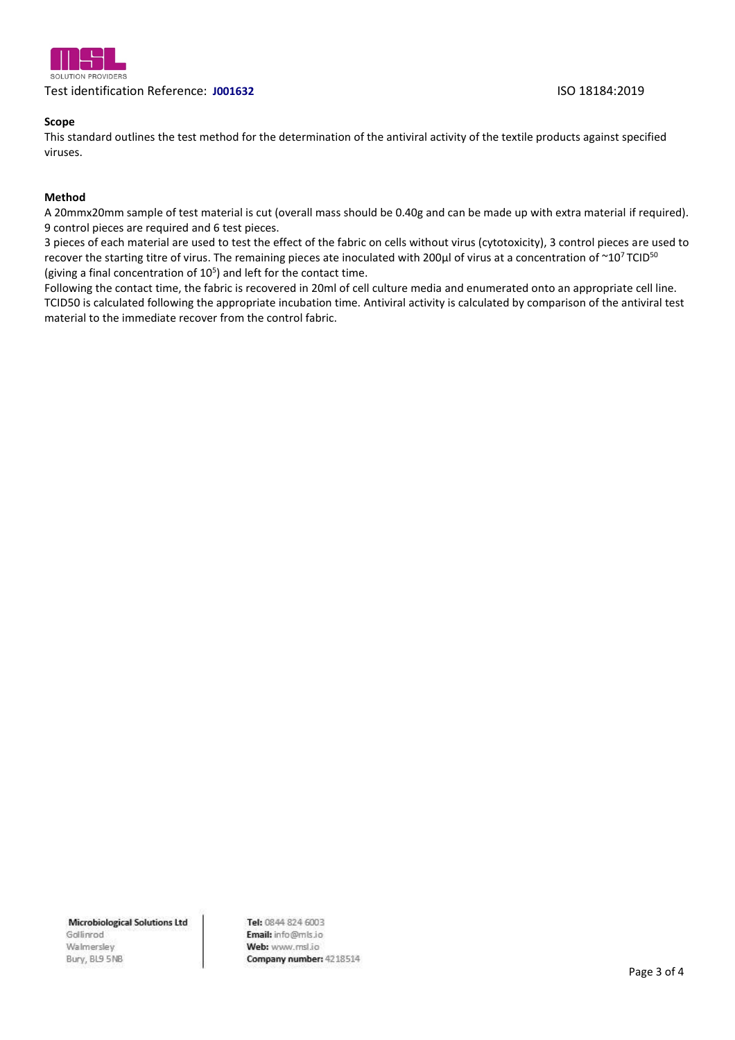Test identification Reference: **J001632** ISO 18184:2019

**Scope**

This standard outlines the test method for the determination of the antiviral activity of the textile products against specified viruses.

**Method**

A 20mmx20mm sample of test material is cut (overall mass should be 0.40g and can be made up with extra material if required). 9 control pieces are required and 6 test pieces.

3 pieces of each material are used to test the effect of the fabric on cells without virus (cytotoxicity), 3 control pieces are used to recover the starting titre of virus. The remaining pieces ate inoculated with 200µl of virus at a concentration of ~$10^7$ $TCID^{50}$ (giving a final concentration of $10^5$) and left for the contact time.

Following the contact time, the fabric is recovered in 20ml of cell culture media and enumerated onto an appropriate cell line. TCID50 is calculated following the appropriate incubation time. Antiviral activity is calculated by comparison of the antiviral test material to the immediate recover from the control fabric.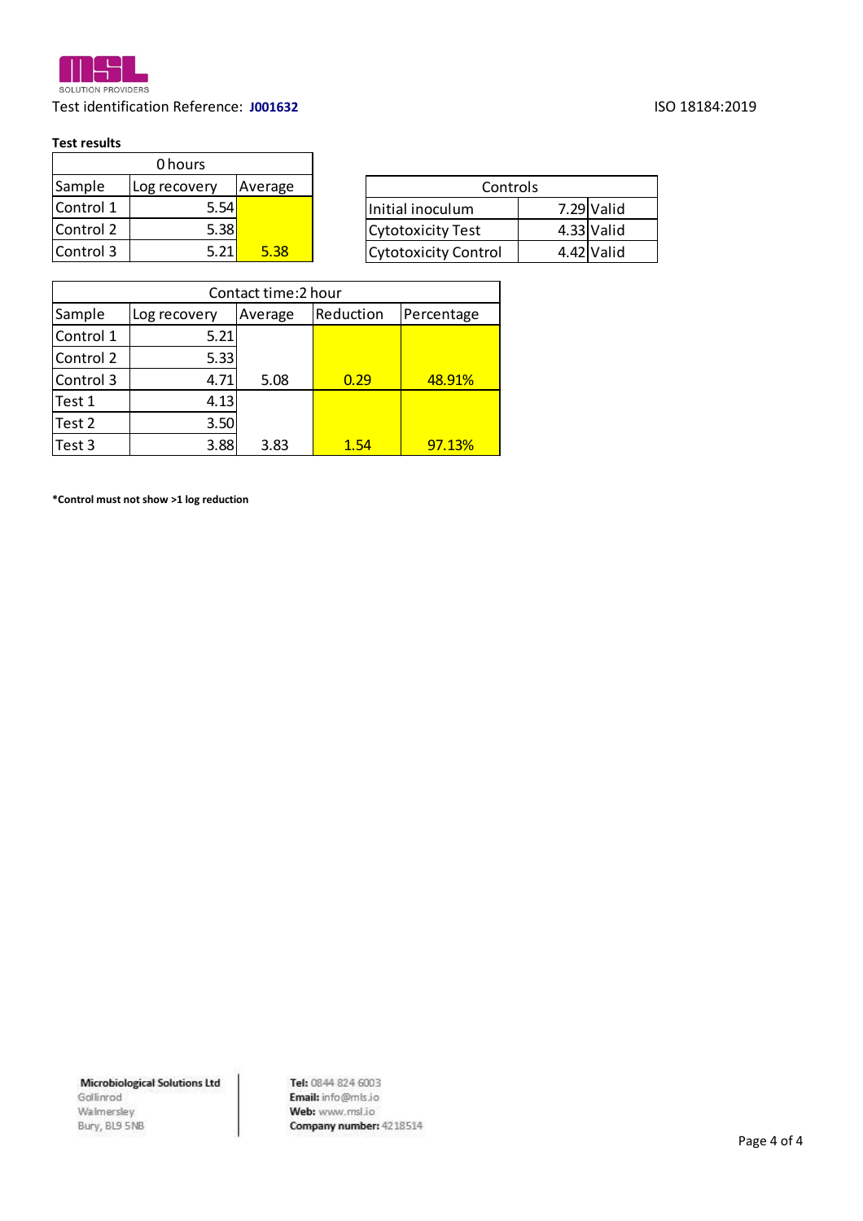MSL SOLUTION PROVIDERS

Test identification Reference: **J001632**

ISO 18184:2019

**Test results**

| 0 hours | | |
|---|---|---|
| Sample | Log recovery | Average |
| Control 1 | 5.54 | |
| Control 2 | 5.38 | |
| Control 3 | 5.21 | 5.38 |

| Controls | | |
|---|---|---|
| Initial inoculum | 7.29 | Valid |
| Cytotoxicity Test | 4.33 | Valid |
| Cytotoxicity Control | 4.42 | Valid |

| Contact time:2 hour | | | | |
|---|---|---|---|---|
| Sample | Log recovery | Average | Reduction | Percentage |
| Control 1 | 5.21 | | | |
| Control 2 | 5.33 | | | |
| Control 3 | 4.71 | 5.08 | 0.29 | 48.91% |
| Test 1 | 4.13 | | | |
| Test 2 | 3.50 | | | |
| Test 3 | 3.88 | 3.83 | 1.54 | 97.13% |

**\*Control must not show >1 log reduction**

**Microbiological Solutions Ltd**
Gollinrod
Walmersley
Bury, BL9 5NB

**Tel:** 0844 824 6003
**Email:** info@mls.io
**Web:** www.msl.io
**Company number:** 4218514